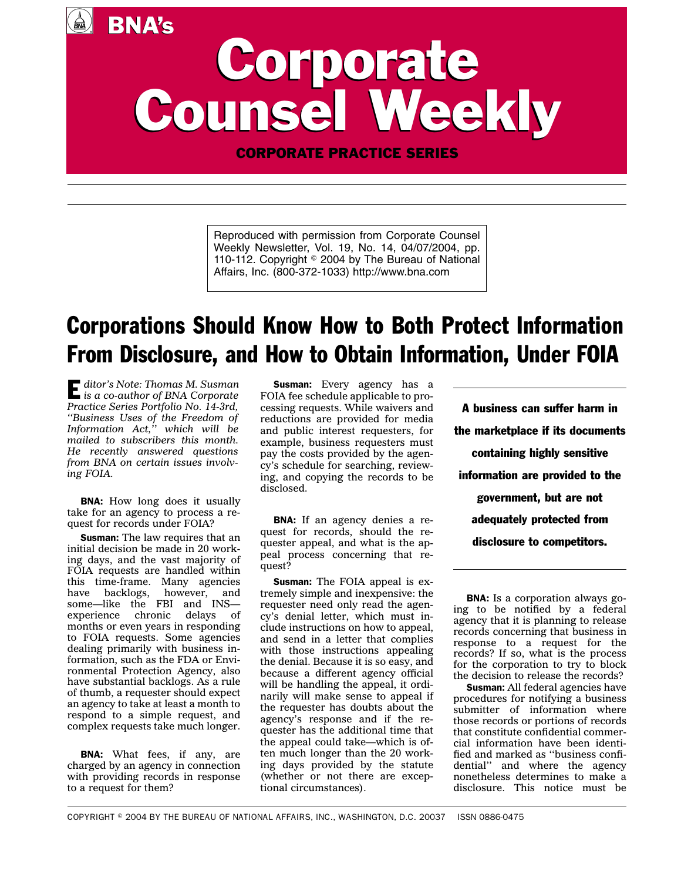# BNA's Corporate Counsel Weekly

**CORPORATE PRACTICE SERIES**

Reproduced with permission from Corporate Counsel Weekly Newsletter, Vol. 19, No. 14, 04/07/2004, pp. 110-112. Copyright © 2004 by The Bureau of National Affairs, Inc. (800-372-1033) http://www.bna.com

# Corporations Should Know How to Both Protect Information From Disclosure, and How to Obtain Information, Under FOIA

*Editor's Note: Thomas M. Susman is a co-author of BNA Corporate Practice Series Portfolio No. 14-3rd, ''Business Uses of the Freedom of Information Act,'' which will be mailed to subscribers this month. He recently answered questions from BNA on certain issues involving FOIA.*

**BNA:** How long does it usually take for an agency to process a request for records under FOIA?

**Susman:** The law requires that an initial decision be made in 20 working days, and the vast majority of FOIA requests are handled within this time-frame. Many agencies have backlogs, however, and some—like the FBI and INS—experience chronic delays of months or even years in responding to FOIA requests. Some agencies dealing primarily with business information, such as the FDA or Environmental Protection Agency, also have substantial backlogs. As a rule of thumb, a requester should expect an agency to take at least a month to respond to a simple request, and complex requests take much longer.

**BNA:** What fees, if any, are charged by an agency in connection with providing records in response to a request for them?

**Susman:** Every agency has a FOIA fee schedule applicable to processing requests. While waivers and reductions are provided for media and public interest requesters, for example, business requesters must pay the costs provided by the agency's schedule for searching, reviewing, and copying the records to be disclosed.

**BNA:** If an agency denies a request for records, should the requester appeal, and what is the appeal process concerning that request?

**Susman:** The FOIA appeal is extremely simple and inexpensive: the requester need only read the agency's denial letter, which must include instructions on how to appeal, and send in a letter that complies with those instructions appealing the denial. Because it is so easy, and because a different agency official will be handling the appeal, it ordinarily will make sense to appeal if the requester has doubts about the agency's response and if the requester has the additional time that the appeal could take—which is often much longer than the 20 working days provided by the statute (whether or not there are exceptional circumstances).

**A business can suffer harm in the marketplace if its documents containing highly sensitive information are provided to the government, but are not adequately protected from disclosure to competitors.**

**BNA:** Is a corporation always going to be notified by a federal agency that it is planning to release records concerning that business in response to a request for the records? If so, what is the process for the corporation to try to block the decision to release the records?

**Susman:** All federal agencies have procedures for notifying a business submitter of information where those records or portions of records that constitute confidential commercial information have been identified and marked as ''business confidential'' and where the agency nonetheless determines to make a disclosure. This notice must be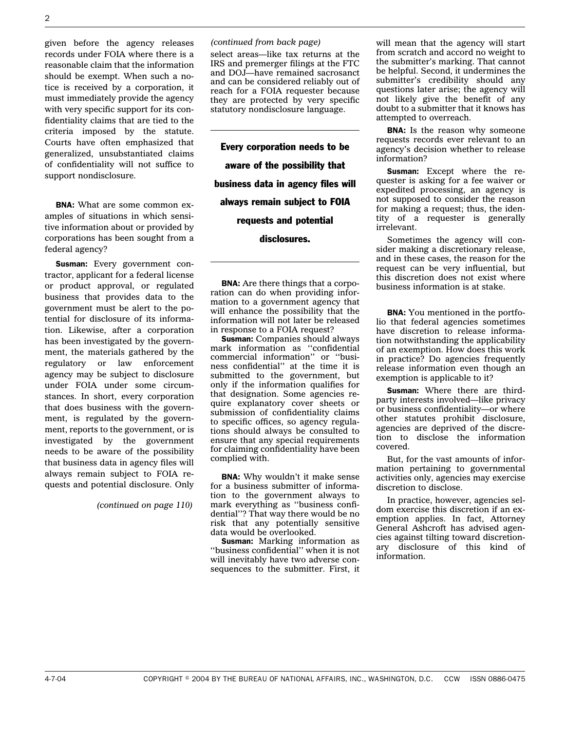given before the agency releases records under FOIA where there is a reasonable claim that the information should be exempt. When such a notice is received by a corporation, it must immediately provide the agency with very specific support for its confidentiality claims that are tied to the criteria imposed by the statute. Courts have often emphasized that generalized, unsubstantiated claims of confidentiality will not suffice to support nondisclosure.

**BNA:** What are some common examples of situations in which sensitive information about or provided by corporations has been sought from a federal agency?

**Susman:** Every government contractor, applicant for a federal license or product approval, or regulated business that provides data to the government must be alert to the potential for disclosure of its information. Likewise, after a corporation has been investigated by the government, the materials gathered by the regulatory or law enforcement agency may be subject to disclosure under FOIA under some circumstances. In short, every corporation that does business with the government, is regulated by the government, reports to the government, or is investigated by the government needs to be aware of the possibility that business data in agency files will always remain subject to FOIA requests and potential disclosure. Only

*(continued on page 110)*

*(continued from back page)*

select areas—like tax returns at the IRS and premerger filings at the FTC and DOJ—have remained sacrosanct and can be considered reliably out of reach for a FOIA requester because they are protected by very specific statutory nondisclosure language.

**Every corporation needs to be aware of the possibility that business data in agency files will always remain subject to FOIA requests and potential disclosures.**

**BNA:** Are there things that a corporation can do when providing information to a government agency that will enhance the possibility that the information will not later be released in response to a FOIA request?

**Susman:** Companies should always mark information as ''confidential commercial information'' or ''business confidential'' at the time it is submitted to the government, but only if the information qualifies for that designation. Some agencies require explanatory cover sheets or submission of confidentiality claims to specific offices, so agency regulations should always be consulted to ensure that any special requirements for claiming confidentiality have been complied with.

**BNA:** Why wouldn't it make sense for a business submitter of information to the government always to mark everything as ''business confidential''? That way there would be no risk that any potentially sensitive data would be overlooked.

**Susman:** Marking information as ''business confidential'' when it is not will inevitably have two adverse consequences to the submitter. First, it will mean that the agency will start from scratch and accord no weight to the submitter's marking. That cannot be helpful. Second, it undermines the submitter's credibility should any questions later arise; the agency will not likely give the benefit of any doubt to a submitter that it knows has attempted to overreach.

**BNA:** Is the reason why someone requests records ever relevant to an agency's decision whether to release information?

**Susman:** Except where the requester is asking for a fee waiver or expedited processing, an agency is not supposed to consider the reason for making a request; thus, the identity of a requester is generally irrelevant.

Sometimes the agency will consider making a discretionary release, and in these cases, the reason for the request can be very influential, but this discretion does not exist where business information is at stake.

**BNA:** You mentioned in the portfolio that federal agencies sometimes have discretion to release information notwithstanding the applicability of an exemption. How does this work in practice? Do agencies frequently release information even though an exemption is applicable to it?

**Susman:** Where there are third-party interests involved—like privacy or business confidentiality—or where other statutes prohibit disclosure, agencies are deprived of the discretion to disclose the information covered.

But, for the vast amounts of information pertaining to governmental activities only, agencies may exercise discretion to disclose.

In practice, however, agencies seldom exercise this discretion if an exemption applies. In fact, Attorney General Ashcroft has advised agencies against tilting toward discretionary disclosure of this kind of information.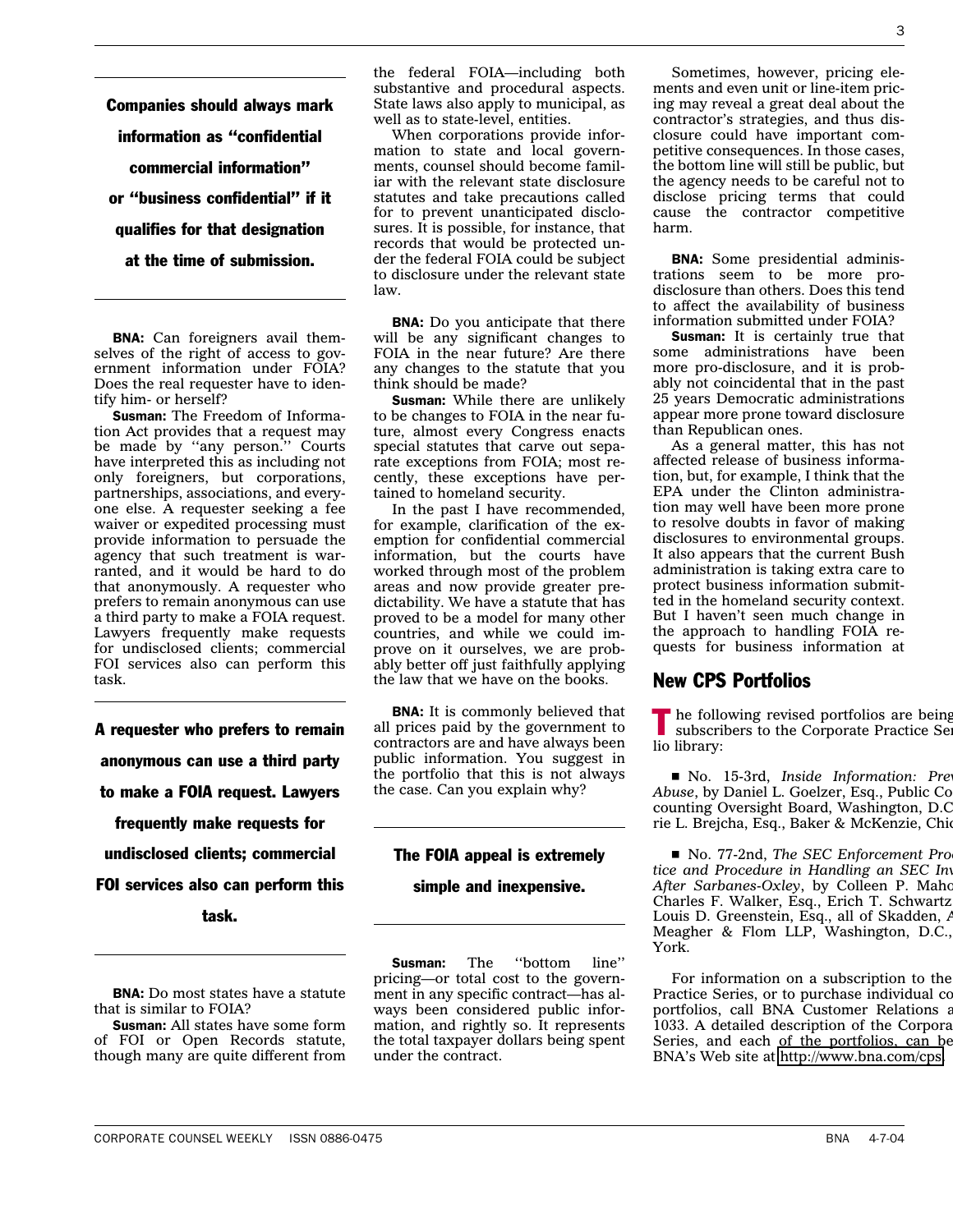**Companies should always mark information as "confidential commercial information" or "business confidential" if it qualifies for that designation at the time of submission.**

**BNA:** Can foreigners avail themselves of the right of access to government information under FOIA? Does the real requester have to identify him- or herself?

**Susman:** The Freedom of Information Act provides that a request may be made by ''any person.'' Courts have interpreted this as including not only foreigners, but corporations, partnerships, associations, and everyone else. A requester seeking a fee waiver or expedited processing must provide information to persuade the agency that such treatment is warranted, and it would be hard to do that anonymously. A requester who prefers to remain anonymous can use a third party to make a FOIA request. Lawyers frequently make requests for undisclosed clients; commercial FOI services also can perform this task.

**A requester who prefers to remain anonymous can use a third party to make a FOIA request. Lawyers frequently make requests for undisclosed clients; commercial FOI services also can perform this task.**

**BNA:** Do most states have a statute that is similar to FOIA?

**Susman:** All states have some form of FOI or Open Records statute, though many are quite different from the federal FOIA—including both substantive and procedural aspects. State laws also apply to municipal, as well as to state-level, entities.

When corporations provide information to state and local governments, counsel should become familiar with the relevant state disclosure statutes and take precautions called for to prevent unanticipated disclosures. It is possible, for instance, that records that would be protected under the federal FOIA could be subject to disclosure under the relevant state law.

**BNA:** Do you anticipate that there will be any significant changes to FOIA in the near future? Are there any changes to the statute that you think should be made?

**Susman:** While there are unlikely to be changes to FOIA in the near future, almost every Congress enacts special statutes that carve out separate exceptions from FOIA; most recently, these exceptions have pertained to homeland security.

In the past I have recommended, for example, clarification of the exemption for confidential commercial information, but the courts have worked through most of the problem areas and now provide greater predictability. We have a statute that has proved to be a model for many other countries, and while we could improve on it ourselves, we are probably better off just faithfully applying the law that we have on the books.

**BNA:** It is commonly believed that all prices paid by the government to contractors are and have always been public information. You suggest in the portfolio that this is not always the case. Can you explain why?

**The FOIA appeal is extremely simple and inexpensive.**

**Susman:** The ''bottom line'' pricing—or total cost to the government in any specific contract—has always been considered public information, and rightly so. It represents the total taxpayer dollars being spent under the contract.

Sometimes, however, pricing elements and even unit or line-item pricing may reveal a great deal about the contractor's strategies, and thus disclosure could have important competitive consequences. In those cases, the bottom line will still be public, but the agency needs to be careful not to disclose pricing terms that could cause the contractor competitive harm.

**BNA:** Some presidential administrations seem to be more pro-disclosure than others. Does this tend to affect the availability of business information submitted under FOIA?

**Susman:** It is certainly true that some administrations have been more pro-disclosure, and it is probably not coincidental that in the past 25 years Democratic administrations appear more prone toward disclosure than Republican ones.

As a general matter, this has not affected release of business information, but, for example, I think that the EPA under the Clinton administration may well have been more prone to resolve doubts in favor of making disclosures to environmental groups. It also appears that the current Bush administration is taking extra care to protect business information submitted in the homeland security context. But I haven't seen much change in the approach to handling FOIA requests for business information at

## New CPS Portfolios

The following revised portfolios are being subscribers to the Corporate Practice Se lio library:

- No. 15-3rd, *Inside Information: Pre Abuse*, by Daniel L. Goelzer, Esq., Public Co counting Oversight Board, Washington, D.C rie L. Brejcha, Esq., Baker & McKenzie, Chi

- No. 77-2nd, *The SEC Enforcement Pro tice and Procedure in Handling an SEC In After Sarbanes-Oxley*, by Colleen P. Mah Charles F. Walker, Esq., Erich T. Schwartz Louis D. Greenstein, Esq., all of Skadden, Meagher & Flom LLP, Washington, D.C., York.

For information on a subscription to the Practice Series, or to purchase individual co portfolios, call BNA Customer Relations 1033. A detailed description of the Corpora Series, and each of the portfolios, can be BNA's Web site at http://www.bna.com/cps.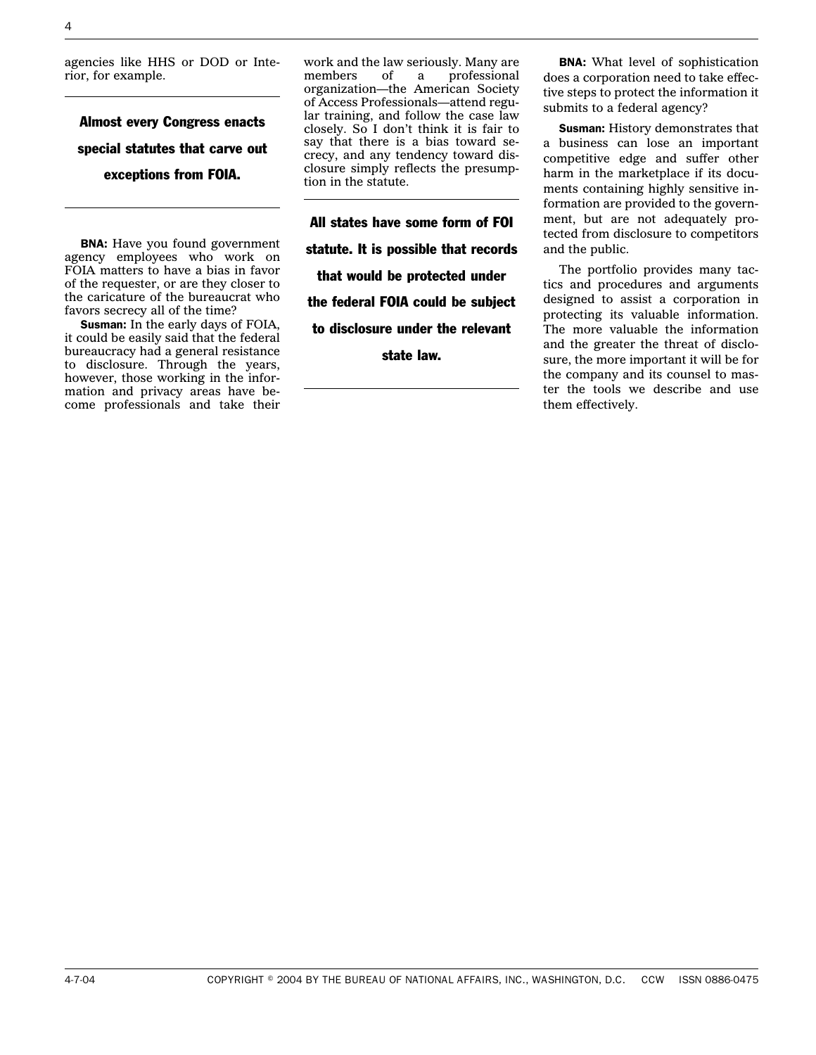agencies like HHS or DOD or Interior, for example.

**Almost every Congress enacts special statutes that carve out exceptions from FOIA.**

**BNA:** Have you found government agency employees who work on FOIA matters to have a bias in favor of the requester, or are they closer to the caricature of the bureaucrat who favors secrecy all of the time?

**Susman:** In the early days of FOIA, it could be easily said that the federal bureaucracy had a general resistance to disclosure. Through the years, however, those working in the information and privacy areas have become professionals and take their work and the law seriously. Many are members of a professional organization—the American Society of Access Professionals—attend regular training, and follow the case law closely. So I don't think it is fair to say that there is a bias toward secrecy, and any tendency toward disclosure simply reflects the presumption in the statute.

**All states have some form of FOI statute. It is possible that records that would be protected under the federal FOIA could be subject to disclosure under the relevant state law.**

**BNA:** What level of sophistication does a corporation need to take effective steps to protect the information it submits to a federal agency?

**Susman:** History demonstrates that a business can lose an important competitive edge and suffer other harm in the marketplace if its documents containing highly sensitive information are provided to the government, but are not adequately protected from disclosure to competitors and the public.

The portfolio provides many tactics and procedures and arguments designed to assist a corporation in protecting its valuable information. The more valuable the information and the greater the threat of disclosure, the more important it will be for the company and its counsel to master the tools we describe and use them effectively.